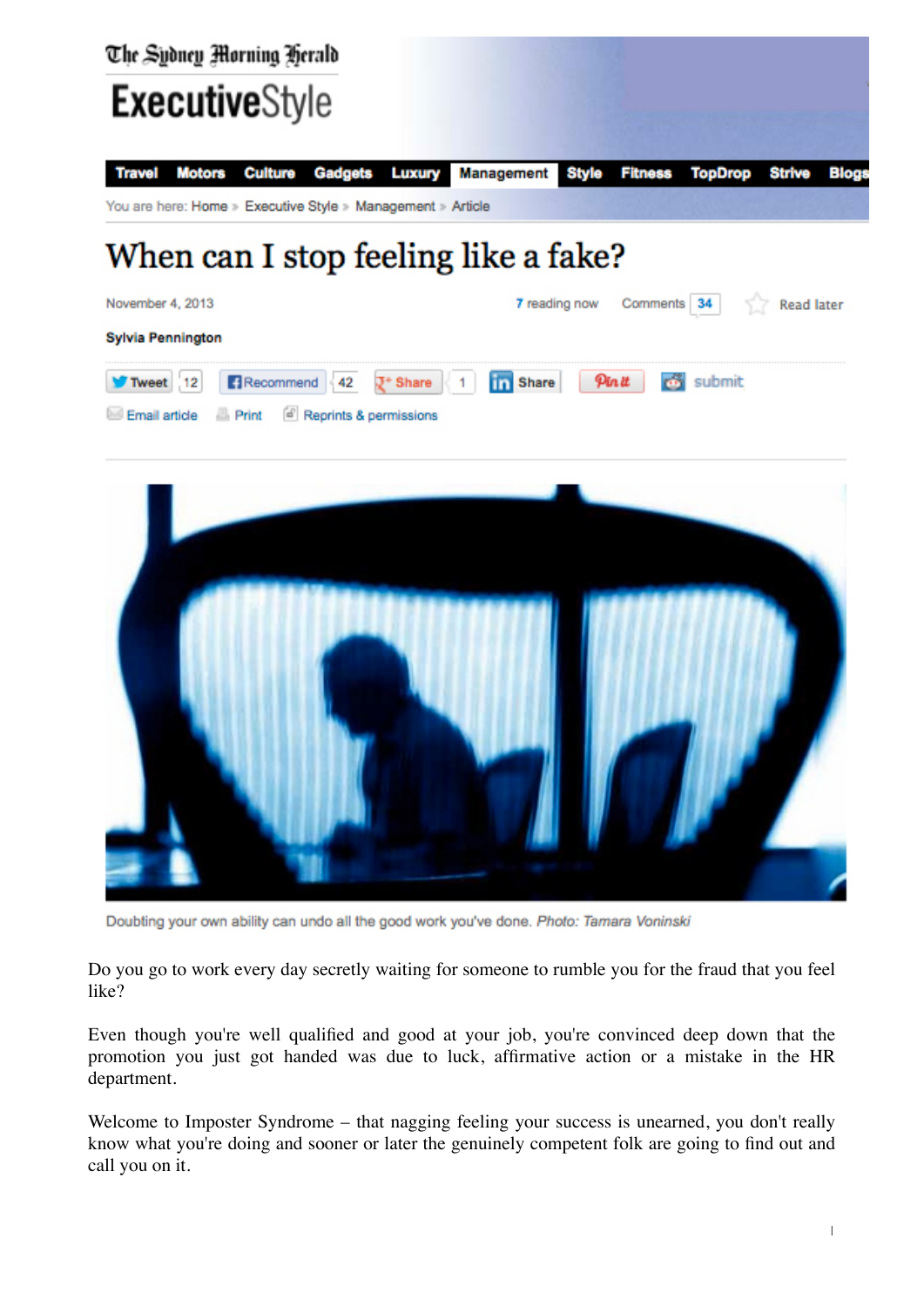The Sydney Morning Herald

ExecutiveStyle

Travel | Motors | Culture | Gadgets | Luxury | Management | Style | Fitness | TopDrop | Strive | Blogs

You are here: Home » Executive Style » Management » Article

# When can I stop feeling like a fake?

November 4, 2013

7 reading now | Comments 34 | Read later

**Sylvia Pennington**

Tweet 12 | Recommend 42 | Share 1 | Share | Pin it | submit

Email article | Print | Reprints & permissions

Doubting your own ability can undo all the good work you've done. *Photo: Tamara Voninski*

Do you go to work every day secretly waiting for someone to rumble you for the fraud that you feel like?

Even though you're well qualified and good at your job, you're convinced deep down that the promotion you just got handed was due to luck, affirmative action or a mistake in the HR department.

Welcome to Imposter Syndrome – that nagging feeling your success is unearned, you don't really know what you're doing and sooner or later the genuinely competent folk are going to find out and call you on it.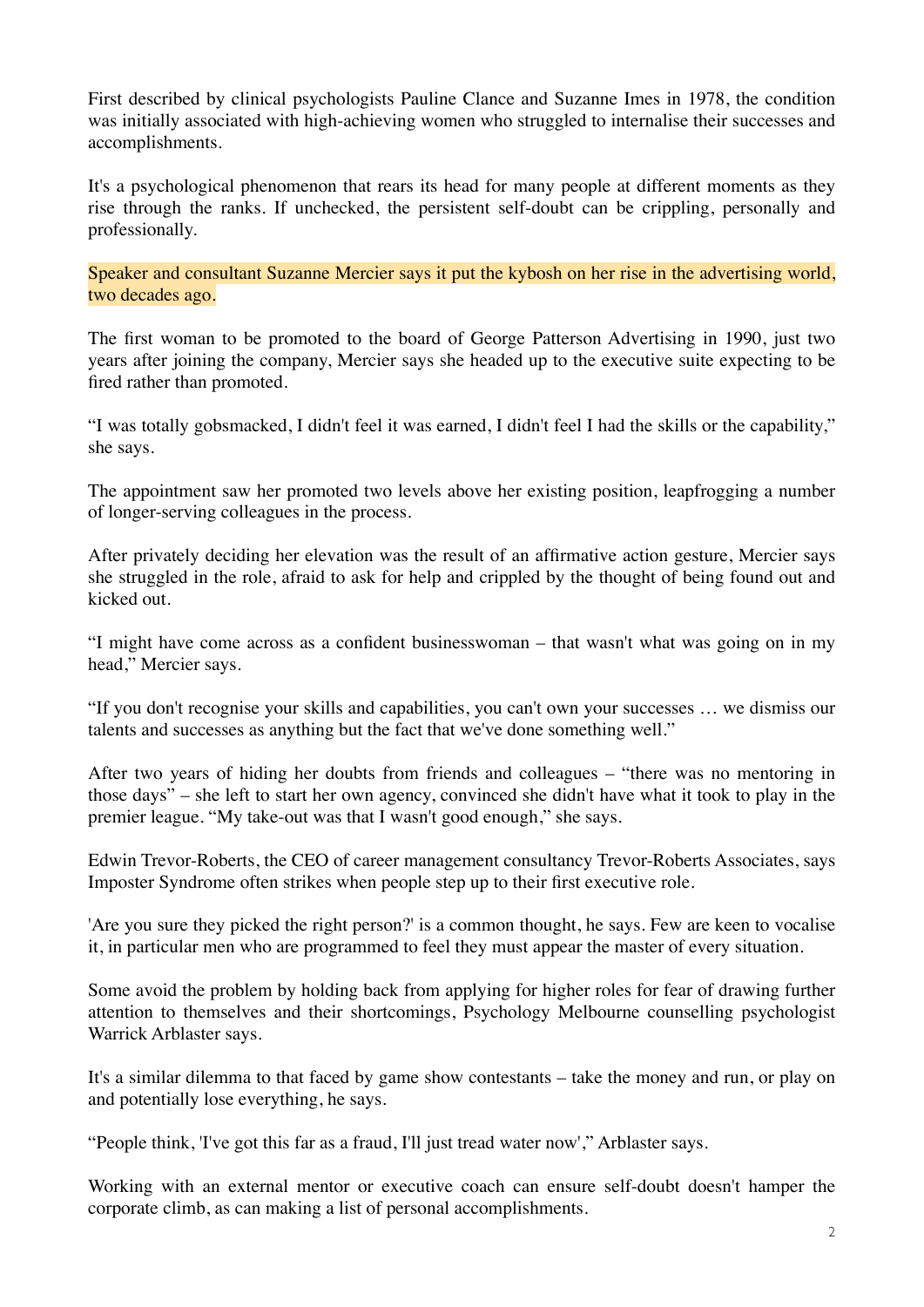First described by clinical psychologists Pauline Clance and Suzanne Imes in 1978, the condition was initially associated with high-achieving women who struggled to internalise their successes and accomplishments.

It's a psychological phenomenon that rears its head for many people at different moments as they rise through the ranks. If unchecked, the persistent self-doubt can be crippling, personally and professionally.

Speaker and consultant Suzanne Mercier says it put the kybosh on her rise in the advertising world, two decades ago.

The first woman to be promoted to the board of George Patterson Advertising in 1990, just two years after joining the company, Mercier says she headed up to the executive suite expecting to be fired rather than promoted.

"I was totally gobsmacked, I didn't feel it was earned, I didn't feel I had the skills or the capability," she says.

The appointment saw her promoted two levels above her existing position, leapfrogging a number of longer-serving colleagues in the process.

After privately deciding her elevation was the result of an affirmative action gesture, Mercier says she struggled in the role, afraid to ask for help and crippled by the thought of being found out and kicked out.

"I might have come across as a confident businesswoman – that wasn't what was going on in my head," Mercier says.

"If you don't recognise your skills and capabilities, you can't own your successes … we dismiss our talents and successes as anything but the fact that we've done something well."

After two years of hiding her doubts from friends and colleagues – "there was no mentoring in those days" – she left to start her own agency, convinced she didn't have what it took to play in the premier league. "My take-out was that I wasn't good enough," she says.

Edwin Trevor-Roberts, the CEO of career management consultancy Trevor-Roberts Associates, says Imposter Syndrome often strikes when people step up to their first executive role.

'Are you sure they picked the right person?' is a common thought, he says. Few are keen to vocalise it, in particular men who are programmed to feel they must appear the master of every situation.

Some avoid the problem by holding back from applying for higher roles for fear of drawing further attention to themselves and their shortcomings, Psychology Melbourne counselling psychologist Warrick Arblaster says.

It's a similar dilemma to that faced by game show contestants – take the money and run, or play on and potentially lose everything, he says.

"People think, 'I've got this far as a fraud, I'll just tread water now'," Arblaster says.

Working with an external mentor or executive coach can ensure self-doubt doesn't hamper the corporate climb, as can making a list of personal accomplishments.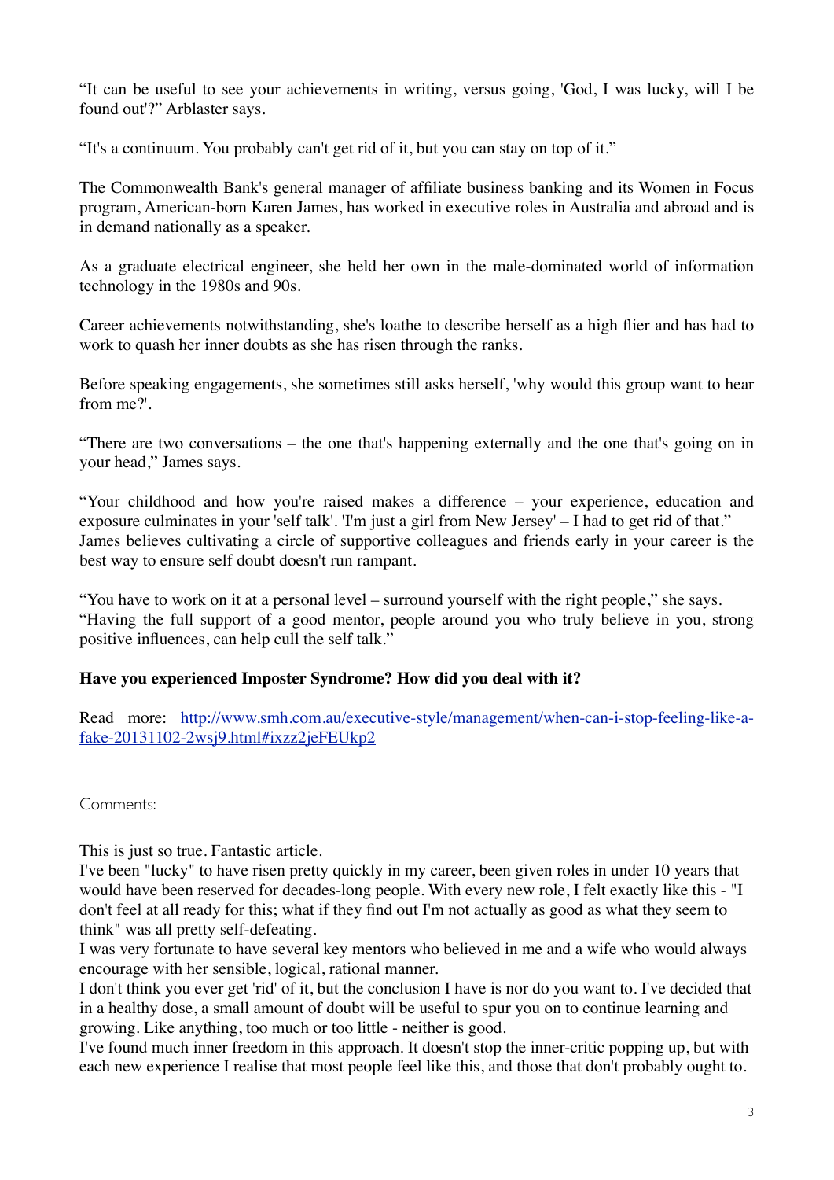"It can be useful to see your achievements in writing, versus going, 'God, I was lucky, will I be found out'?" Arblaster says.

"It's a continuum. You probably can't get rid of it, but you can stay on top of it."

The Commonwealth Bank's general manager of affiliate business banking and its Women in Focus program, American-born Karen James, has worked in executive roles in Australia and abroad and is in demand nationally as a speaker.

As a graduate electrical engineer, she held her own in the male-dominated world of information technology in the 1980s and 90s.

Career achievements notwithstanding, she's loathe to describe herself as a high flier and has had to work to quash her inner doubts as she has risen through the ranks.

Before speaking engagements, she sometimes still asks herself, 'why would this group want to hear from me?'.

"There are two conversations – the one that's happening externally and the one that's going on in your head," James says.

"Your childhood and how you're raised makes a difference – your experience, education and exposure culminates in your 'self talk'. 'I'm just a girl from New Jersey' – I had to get rid of that." James believes cultivating a circle of supportive colleagues and friends early in your career is the best way to ensure self doubt doesn't run rampant.

"You have to work on it at a personal level – surround yourself with the right people," she says. "Having the full support of a good mentor, people around you who truly believe in you, strong positive influences, can help cull the self talk."

**Have you experienced Imposter Syndrome? How did you deal with it?**

Read more: [http://www.smh.com.au/executive-style/management/when-can-i-stop-feeling-like-a-fake-20131102-2wsj9.html#ixzz2jeFEUkp2](http://www.smh.com.au/executive-style/management/when-can-i-stop-feeling-like-a-fake-20131102-2wsj9.html#ixzz2jeFEUkp2)

Comments:

This is just so true. Fantastic article.
I've been "lucky" to have risen pretty quickly in my career, been given roles in under 10 years that would have been reserved for decades-long people. With every new role, I felt exactly like this - "I don't feel at all ready for this; what if they find out I'm not actually as good as what they seem to think" was all pretty self-defeating.
I was very fortunate to have several key mentors who believed in me and a wife who would always encourage with her sensible, logical, rational manner.
I don't think you ever get 'rid' of it, but the conclusion I have is nor do you want to. I've decided that in a healthy dose, a small amount of doubt will be useful to spur you on to continue learning and growing. Like anything, too much or too little - neither is good.
I've found much inner freedom in this approach. It doesn't stop the inner-critic popping up, but with each new experience I realise that most people feel like this, and those that don't probably ought to.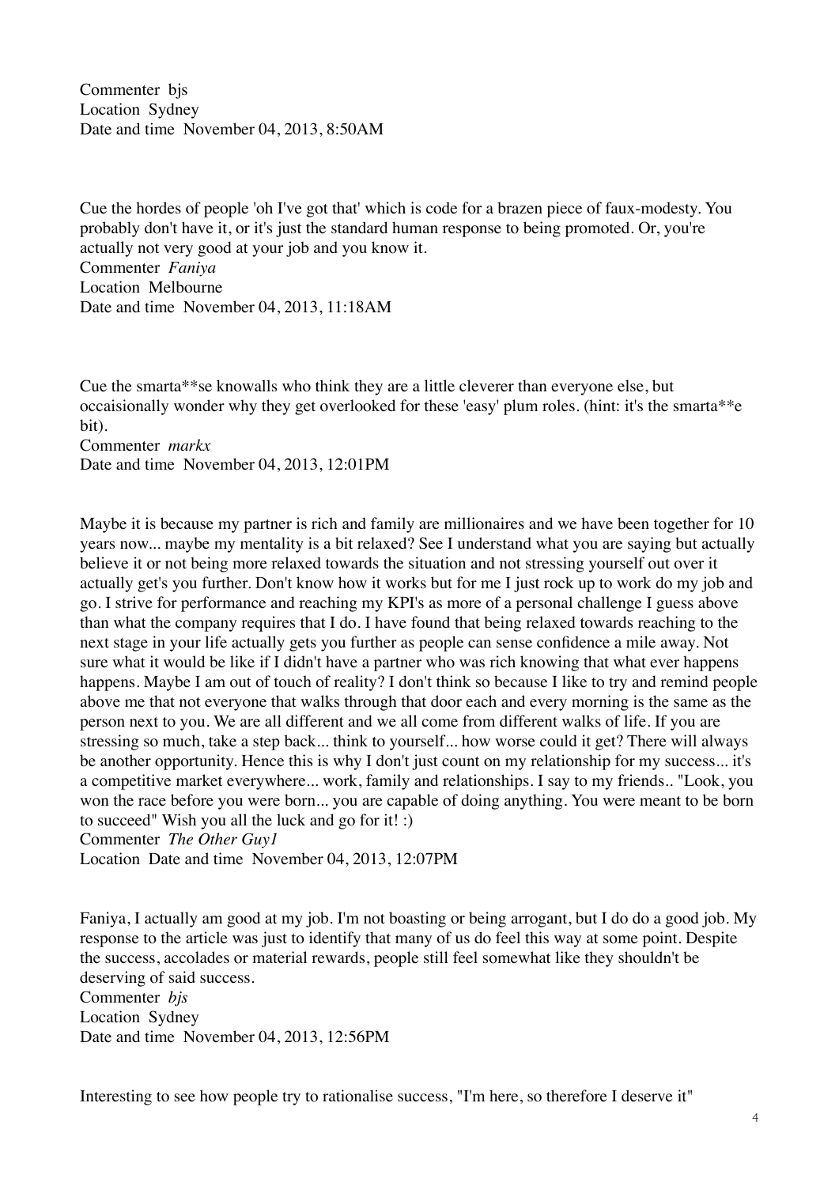Commenter bjs
Location Sydney
Date and time November 04, 2013, 8:50AM

Cue the hordes of people 'oh I've got that' which is code for a brazen piece of faux-modesty. You probably don't have it, or it's just the standard human response to being promoted. Or, you're actually not very good at your job and you know it.
Commenter *Faniya*
Location Melbourne
Date and time November 04, 2013, 11:18AM

Cue the smarta**se knowalls who think they are a little cleverer than everyone else, but occaisionally wonder why they get overlooked for these 'easy' plum roles. (hint: it's the smarta**e bit).
Commenter *markx*
Date and time November 04, 2013, 12:01PM

Maybe it is because my partner is rich and family are millionaires and we have been together for 10 years now... maybe my mentality is a bit relaxed? See I understand what you are saying but actually believe it or not being more relaxed towards the situation and not stressing yourself out over it actually get's you further. Don't know how it works but for me I just rock up to work do my job and go. I strive for performance and reaching my KPI's as more of a personal challenge I guess above than what the company requires that I do. I have found that being relaxed towards reaching to the next stage in your life actually gets you further as people can sense confidence a mile away. Not sure what it would be like if I didn't have a partner who was rich knowing that what ever happens happens. Maybe I am out of touch of reality? I don't think so because I like to try and remind people above me that not everyone that walks through that door each and every morning is the same as the person next to you. We are all different and we all come from different walks of life. If you are stressing so much, take a step back... think to yourself... how worse could it get? There will always be another opportunity. Hence this is why I don't just count on my relationship for my success... it's a competitive market everywhere... work, family and relationships. I say to my friends.. "Look, you won the race before you were born... you are capable of doing anything. You were meant to be born to succeed" Wish you all the luck and go for it! :)
Commenter *The Other Guy1*
Location Date and time November 04, 2013, 12:07PM

Faniya, I actually am good at my job. I'm not boasting or being arrogant, but I do do a good job. My response to the article was just to identify that many of us do feel this way at some point. Despite the success, accolades or material rewards, people still feel somewhat like they shouldn't be deserving of said success.
Commenter *bjs*
Location Sydney
Date and time November 04, 2013, 12:56PM

Interesting to see how people try to rationalise success, "I'm here, so therefore I deserve it"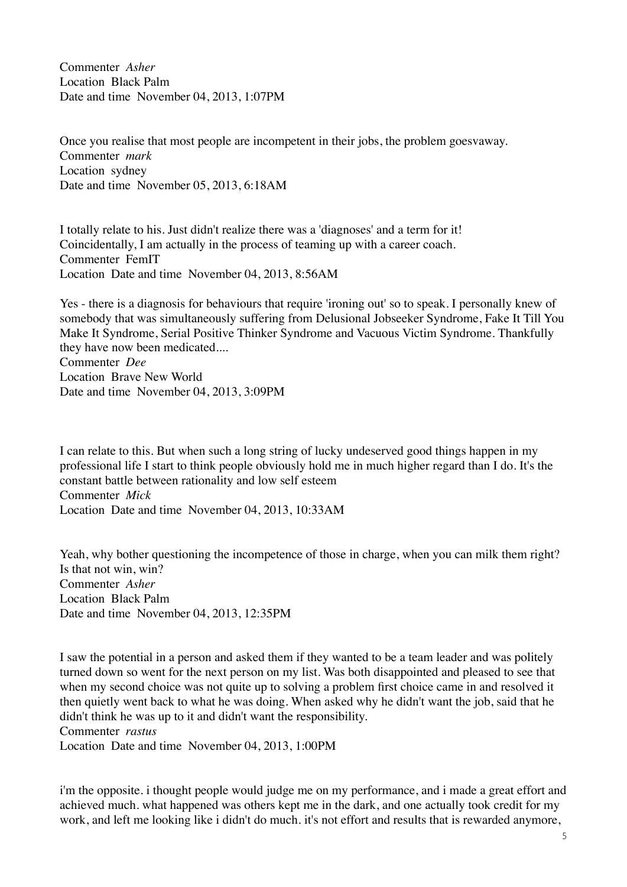Commenter *Asher*
Location Black Palm
Date and time November 04, 2013, 1:07PM

Once you realise that most people are incompetent in their jobs, the problem goesvaway.
Commenter *mark*
Location sydney
Date and time November 05, 2013, 6:18AM

I totally relate to his. Just didn't realize there was a 'diagnoses' and a term for it! Coincidentally, I am actually in the process of teaming up with a career coach.
Commenter FemIT
Location Date and time November 04, 2013, 8:56AM

Yes - there is a diagnosis for behaviours that require 'ironing out' so to speak. I personally knew of somebody that was simultaneously suffering from Delusional Jobseeker Syndrome, Fake It Till You Make It Syndrome, Serial Positive Thinker Syndrome and Vacuous Victim Syndrome. Thankfully they have now been medicated....
Commenter *Dee*
Location Brave New World
Date and time November 04, 2013, 3:09PM

I can relate to this. But when such a long string of lucky undeserved good things happen in my professional life I start to think people obviously hold me in much higher regard than I do. It's the constant battle between rationality and low self esteem
Commenter *Mick*
Location Date and time November 04, 2013, 10:33AM

Yeah, why bother questioning the incompetence of those in charge, when you can milk them right? Is that not win, win?
Commenter *Asher*
Location Black Palm
Date and time November 04, 2013, 12:35PM

I saw the potential in a person and asked them if they wanted to be a team leader and was politely turned down so went for the next person on my list. Was both disappointed and pleased to see that when my second choice was not quite up to solving a problem first choice came in and resolved it then quietly went back to what he was doing. When asked why he didn't want the job, said that he didn't think he was up to it and didn't want the responsibility.
Commenter *rastus*
Location Date and time November 04, 2013, 1:00PM

i'm the opposite. i thought people would judge me on my performance, and i made a great effort and achieved much. what happened was others kept me in the dark, and one actually took credit for my work, and left me looking like i didn't do much. it's not effort and results that is rewarded anymore,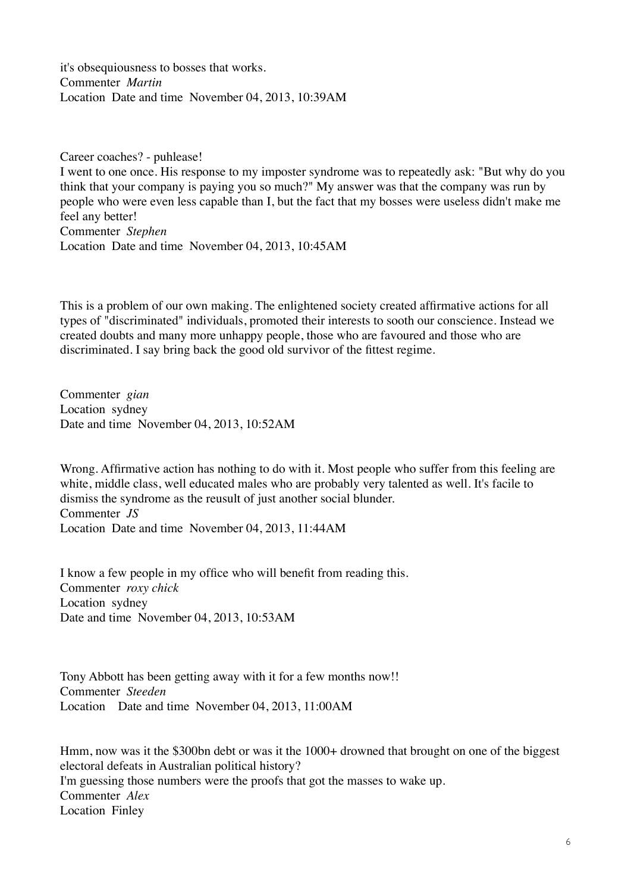it's obsequiousness to bosses that works.
Commenter *Martin*
Location Date and time November 04, 2013, 10:39AM

Career coaches? - puhlease!
I went to one once. His response to my imposter syndrome was to repeatedly ask: "But why do you think that your company is paying you so much?" My answer was that the company was run by people who were even less capable than I, but the fact that my bosses were useless didn't make me feel any better!
Commenter *Stephen*
Location Date and time November 04, 2013, 10:45AM

This is a problem of our own making. The enlightened society created affirmative actions for all types of "discriminated" individuals, promoted their interests to sooth our conscience. Instead we created doubts and many more unhappy people, those who are favoured and those who are discriminated. I say bring back the good old survivor of the fittest regime.

Commenter *gian*
Location sydney
Date and time November 04, 2013, 10:52AM

Wrong. Affirmative action has nothing to do with it. Most people who suffer from this feeling are white, middle class, well educated males who are probably very talented as well. It's facile to dismiss the syndrome as the reusult of just another social blunder.
Commenter *JS*
Location Date and time November 04, 2013, 11:44AM

I know a few people in my office who will benefit from reading this.
Commenter *roxy chick*
Location sydney
Date and time November 04, 2013, 10:53AM

Tony Abbott has been getting away with it for a few months now!!
Commenter *Steeden*
Location Date and time November 04, 2013, 11:00AM

Hmm, now was it the $300bn debt or was it the 1000+ drowned that brought on one of the biggest electoral defeats in Australian political history?
I'm guessing those numbers were the proofs that got the masses to wake up.
Commenter *Alex*
Location Finley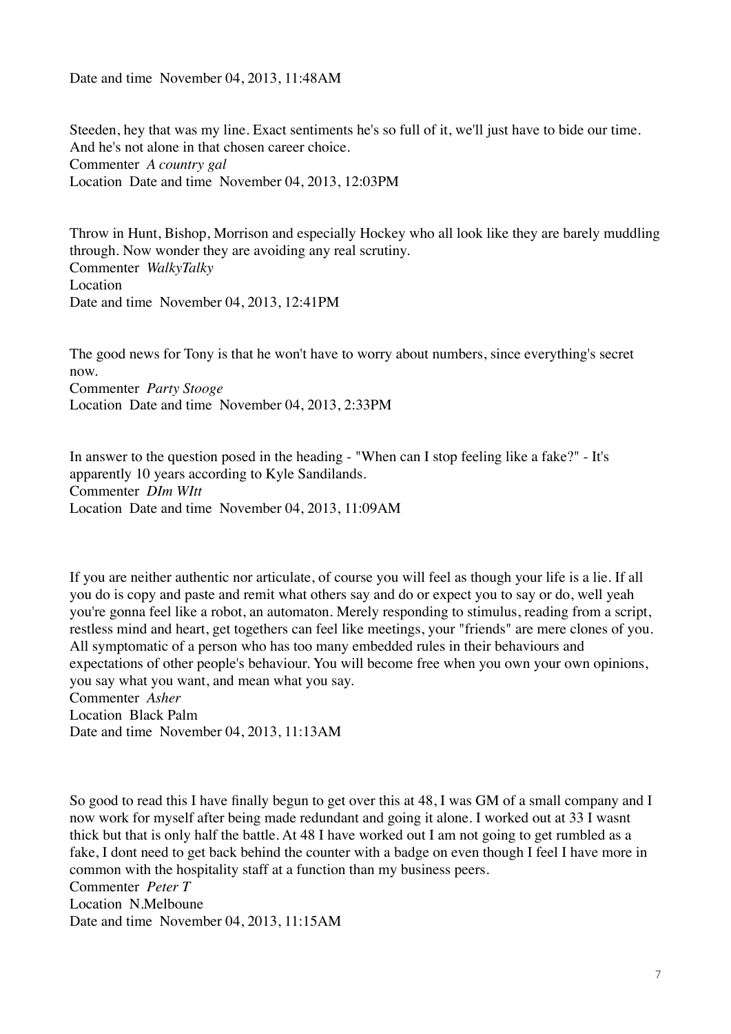Date and time  November 04, 2013, 11:48AM

Steeden, hey that was my line. Exact sentiments he's so full of it, we'll just have to bide our time. And he's not alone in that chosen career choice.
Commenter  *A country gal*
Location  Date and time  November 04, 2013, 12:03PM

Throw in Hunt, Bishop, Morrison and especially Hockey who all look like they are barely muddling through. Now wonder they are avoiding any real scrutiny.
Commenter  *WalkyTalky*
Location
Date and time  November 04, 2013, 12:41PM

The good news for Tony is that he won't have to worry about numbers, since everything's secret now.
Commenter  *Party Stooge*
Location  Date and time  November 04, 2013, 2:33PM

In answer to the question posed in the heading - "When can I stop feeling like a fake?" - It's apparently 10 years according to Kyle Sandilands.
Commenter  *DIm WItt*
Location  Date and time  November 04, 2013, 11:09AM

If you are neither authentic nor articulate, of course you will feel as though your life is a lie. If all you do is copy and paste and remit what others say and do or expect you to say or do, well yeah you're gonna feel like a robot, an automaton. Merely responding to stimulus, reading from a script, restless mind and heart, get togethers can feel like meetings, your "friends" are mere clones of you. All symptomatic of a person who has too many embedded rules in their behaviours and expectations of other people's behaviour. You will become free when you own your own opinions, you say what you want, and mean what you say.
Commenter  *Asher*
Location  Black Palm
Date and time  November 04, 2013, 11:13AM

So good to read this I have finally begun to get over this at 48, I was GM of a small company and I now work for myself after being made redundant and going it alone. I worked out at 33 I wasnt thick but that is only half the battle. At 48 I have worked out I am not going to get rumbled as a fake, I dont need to get back behind the counter with a badge on even though I feel I have more in common with the hospitality staff at a function than my business peers.
Commenter  *Peter T*
Location  N.Melboune
Date and time  November 04, 2013, 11:15AM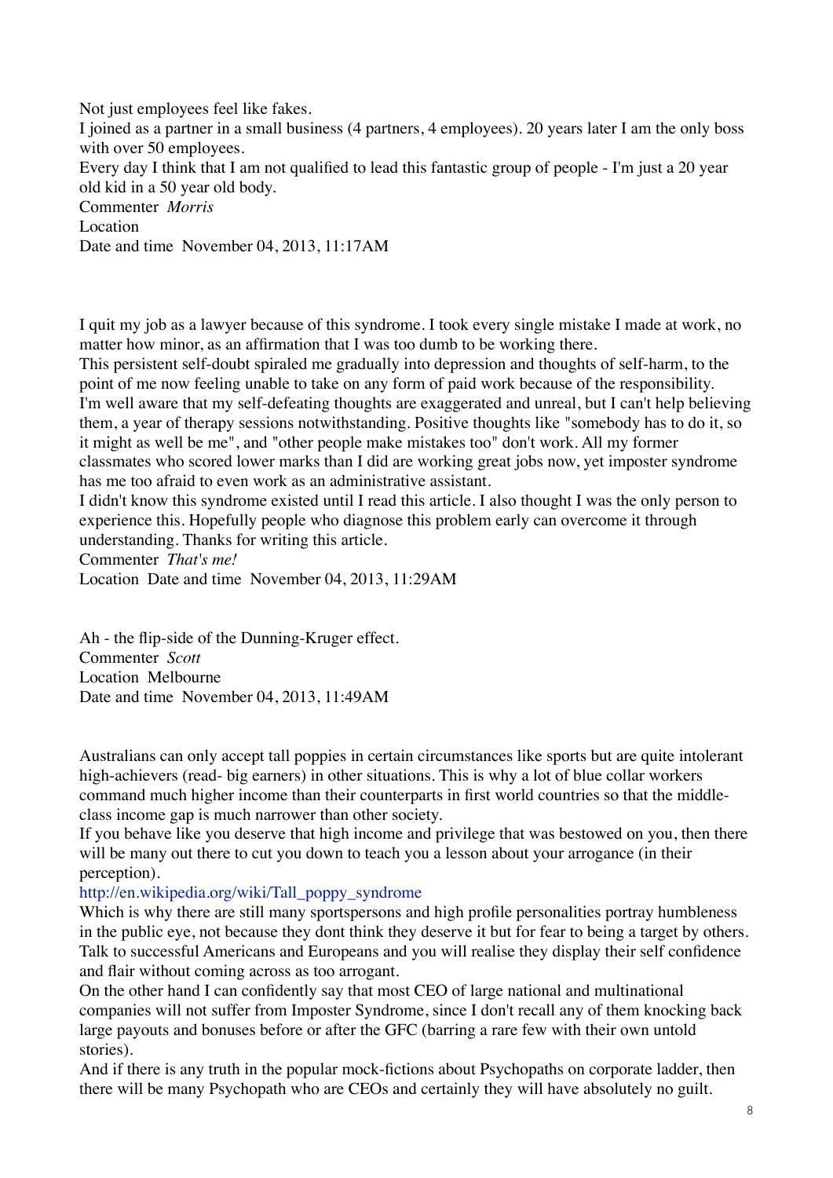Not just employees feel like fakes.
I joined as a partner in a small business (4 partners, 4 employees). 20 years later I am the only boss with over 50 employees.
Every day I think that I am not qualified to lead this fantastic group of people - I'm just a 20 year old kid in a 50 year old body.
Commenter *Morris*
Location
Date and time November 04, 2013, 11:17AM

I quit my job as a lawyer because of this syndrome. I took every single mistake I made at work, no matter how minor, as an affirmation that I was too dumb to be working there.
This persistent self-doubt spiraled me gradually into depression and thoughts of self-harm, to the point of me now feeling unable to take on any form of paid work because of the responsibility.
I'm well aware that my self-defeating thoughts are exaggerated and unreal, but I can't help believing them, a year of therapy sessions notwithstanding. Positive thoughts like "somebody has to do it, so it might as well be me", and "other people make mistakes too" don't work. All my former classmates who scored lower marks than I did are working great jobs now, yet imposter syndrome has me too afraid to even work as an administrative assistant.
I didn't know this syndrome existed until I read this article. I also thought I was the only person to experience this. Hopefully people who diagnose this problem early can overcome it through understanding. Thanks for writing this article.
Commenter *That's me!*
Location Date and time November 04, 2013, 11:29AM

Ah - the flip-side of the Dunning-Kruger effect.
Commenter *Scott*
Location Melbourne
Date and time November 04, 2013, 11:49AM

Australians can only accept tall poppies in certain circumstances like sports but are quite intolerant high-achievers (read- big earners) in other situations. This is why a lot of blue collar workers command much higher income than their counterparts in first world countries so that the middle-class income gap is much narrower than other society.
If you behave like you deserve that high income and privilege that was bestowed on you, then there will be many out there to cut you down to teach you a lesson about your arrogance (in their perception).
http://en.wikipedia.org/wiki/Tall_poppy_syndrome
Which is why there are still many sportspersons and high profile personalities portray humbleness in the public eye, not because they dont think they deserve it but for fear to being a target by others. Talk to successful Americans and Europeans and you will realise they display their self confidence and flair without coming across as too arrogant.
On the other hand I can confidently say that most CEO of large national and multinational companies will not suffer from Imposter Syndrome, since I don't recall any of them knocking back large payouts and bonuses before or after the GFC (barring a rare few with their own untold stories).
And if there is any truth in the popular mock-fictions about Psychopaths on corporate ladder, then there will be many Psychopath who are CEOs and certainly they will have absolutely no guilt.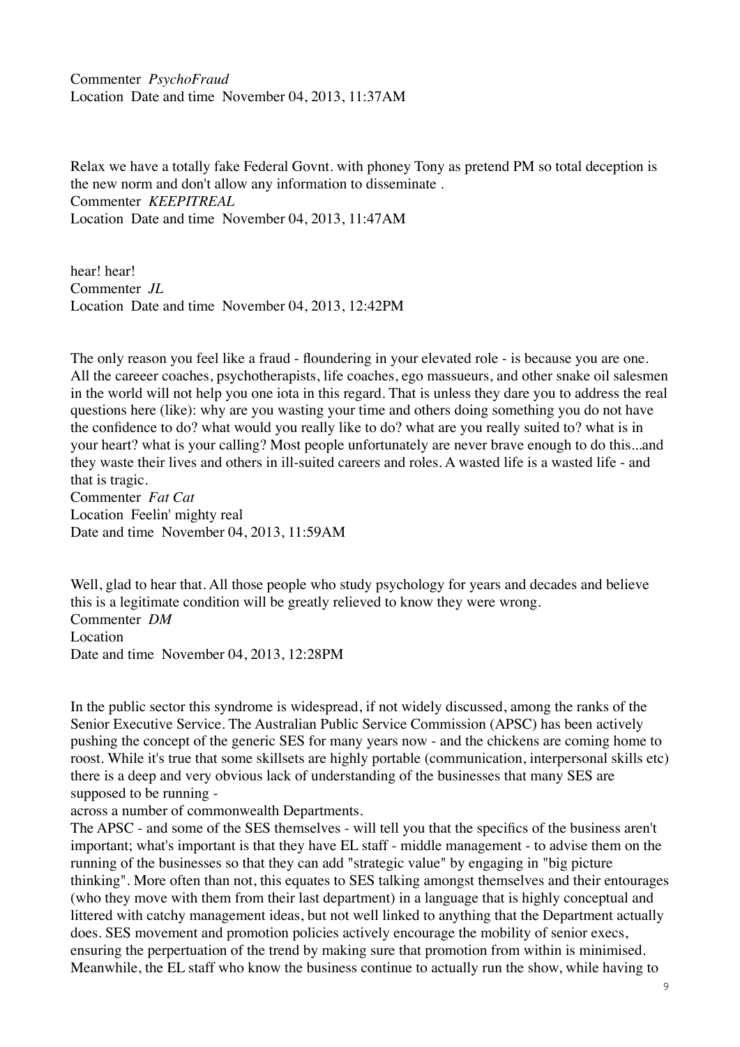Commenter *PsychoFraud*
Location Date and time November 04, 2013, 11:37AM

Relax we have a totally fake Federal Govnt. with phoney Tony as pretend PM so total deception is the new norm and don't allow any information to disseminate .
Commenter *KEEPITREAL*
Location Date and time November 04, 2013, 11:47AM

hear! hear!
Commenter *JL*
Location Date and time November 04, 2013, 12:42PM

The only reason you feel like a fraud - floundering in your elevated role - is because you are one. All the careeer coaches, psychotherapists, life coaches, ego massueurs, and other snake oil salesmen in the world will not help you one iota in this regard. That is unless they dare you to address the real questions here (like): why are you wasting your time and others doing something you do not have the confidence to do? what would you really like to do? what are you really suited to? what is in your heart? what is your calling? Most people unfortunately are never brave enough to do this...and they waste their lives and others in ill-suited careers and roles. A wasted life is a wasted life - and that is tragic.
Commenter *Fat Cat*
Location Feelin' mighty real
Date and time November 04, 2013, 11:59AM

Well, glad to hear that. All those people who study psychology for years and decades and believe this is a legitimate condition will be greatly relieved to know they were wrong.
Commenter *DM*
Location
Date and time November 04, 2013, 12:28PM

In the public sector this syndrome is widespread, if not widely discussed, among the ranks of the Senior Executive Service. The Australian Public Service Commission (APSC) has been actively pushing the concept of the generic SES for many years now - and the chickens are coming home to roost. While it's true that some skillsets are highly portable (communication, interpersonal skills etc) there is a deep and very obvious lack of understanding of the businesses that many SES are supposed to be running -
across a number of commonwealth Departments.
The APSC - and some of the SES themselves - will tell you that the specifics of the business aren't important; what's important is that they have EL staff - middle management - to advise them on the running of the businesses so that they can add "strategic value" by engaging in "big picture thinking". More often than not, this equates to SES talking amongst themselves and their entourages (who they move with them from their last department) in a language that is highly conceptual and littered with catchy management ideas, but not well linked to anything that the Department actually does. SES movement and promotion policies actively encourage the mobility of senior execs, ensuring the perpertuation of the trend by making sure that promotion from within is minimised. Meanwhile, the EL staff who know the business continue to actually run the show, while having to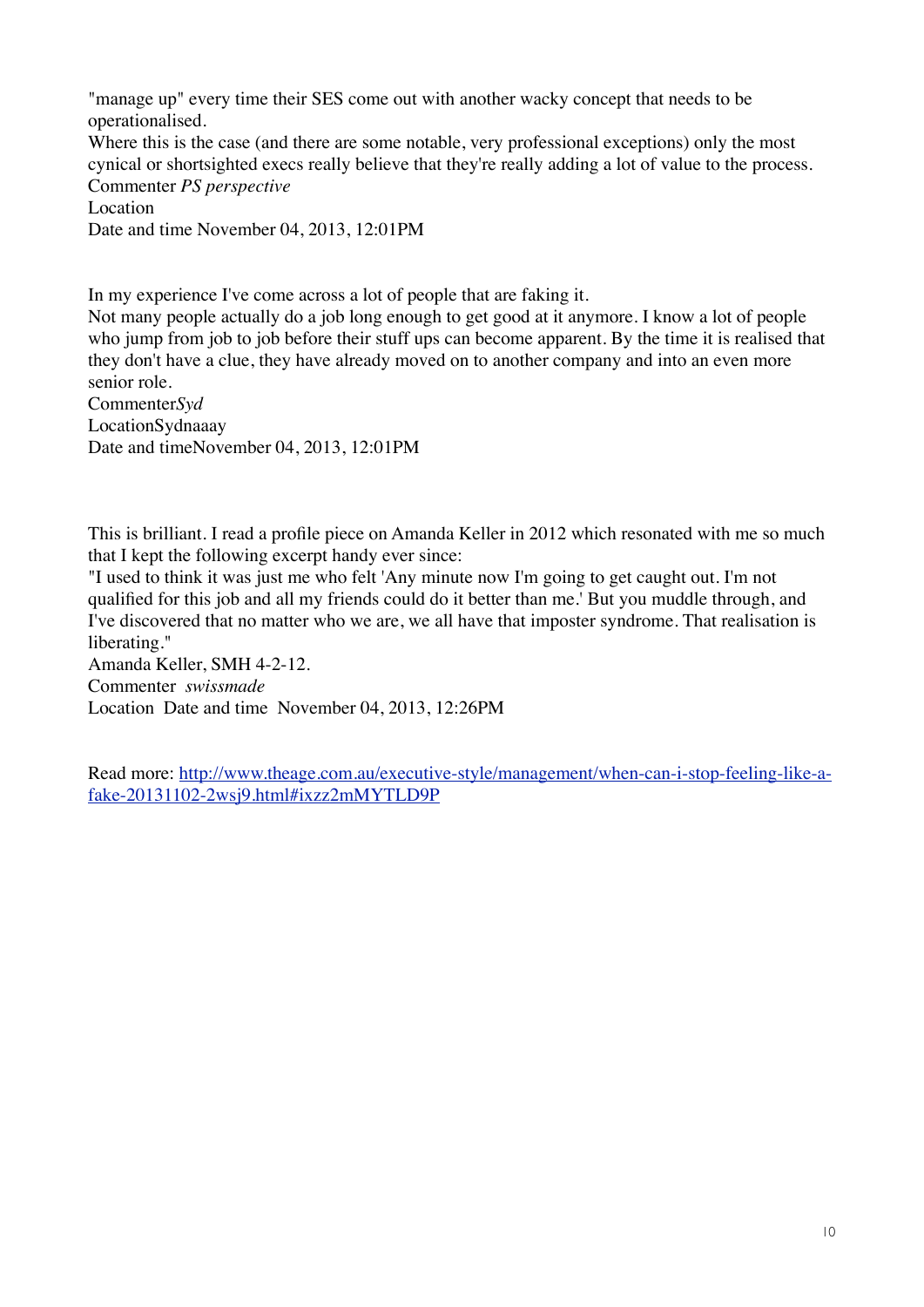"manage up" every time their SES come out with another wacky concept that needs to be operationalised.

Where this is the case (and there are some notable, very professional exceptions) only the most cynical or shortsighted execs really believe that they're really adding a lot of value to the process.

Commenter *PS perspective*

Location

Date and time November 04, 2013, 12:01PM

In my experience I've come across a lot of people that are faking it.

Not many people actually do a job long enough to get good at it anymore. I know a lot of people who jump from job to job before their stuff ups can become apparent. By the time it is realised that they don't have a clue, they have already moved on to another company and into an even more senior role.

Commenter*Syd*

LocationSydnaaay

Date and timeNovember 04, 2013, 12:01PM

This is brilliant. I read a profile piece on Amanda Keller in 2012 which resonated with me so much that I kept the following excerpt handy ever since:

"I used to think it was just me who felt 'Any minute now I'm going to get caught out. I'm not qualified for this job and all my friends could do it better than me.' But you muddle through, and I've discovered that no matter who we are, we all have that imposter syndrome. That realisation is liberating."

Amanda Keller, SMH 4-2-12.

Commenter *swissmade*

Location Date and time November 04, 2013, 12:26PM

Read more: [http://www.theage.com.au/executive-style/management/when-can-i-stop-feeling-like-a-fake-20131102-2wsj9.html#ixzz2mMYTLD9P](http://www.theage.com.au/executive-style/management/when-can-i-stop-feeling-like-a-fake-20131102-2wsj9.html#ixzz2mMYTLD9P)